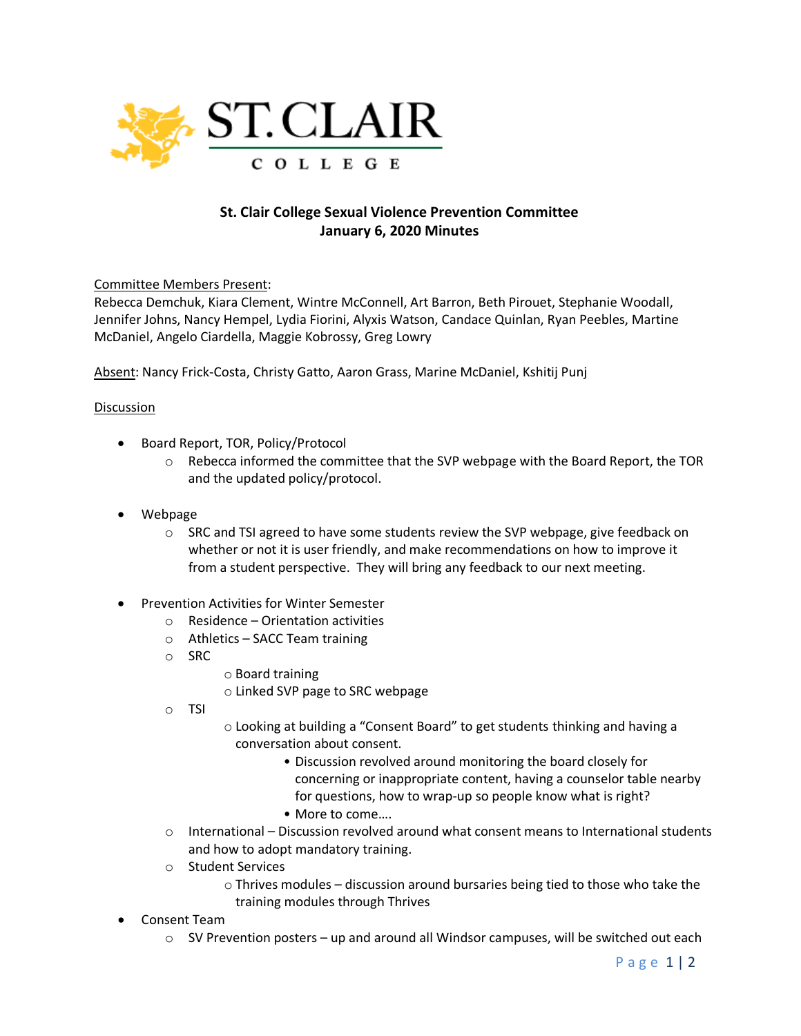ST. CLAIR COLLEGE

**St. Clair College Sexual Violence Prevention Committee**
**January 6, 2020 Minutes**

Committee Members Present:
Rebecca Demchuk, Kiara Clement, Wintre McConnell, Art Barron, Beth Pirouet, Stephanie Woodall, Jennifer Johns, Nancy Hempel, Lydia Fiorini, Alyxis Watson, Candace Quinlan, Ryan Peebles, Martine McDaniel, Angelo Ciardella, Maggie Kobrossy, Greg Lowry

Absent: Nancy Frick-Costa, Christy Gatto, Aaron Grass, Marine McDaniel, Kshitij Punj

Discussion

- Board Report, TOR, Policy/Protocol
  - Rebecca informed the committee that the SVP webpage with the Board Report, the TOR and the updated policy/protocol.
- Webpage
  - SRC and TSI agreed to have some students review the SVP webpage, give feedback on whether or not it is user friendly, and make recommendations on how to improve it from a student perspective. They will bring any feedback to our next meeting.
- Prevention Activities for Winter Semester
  - Residence – Orientation activities
  - Athletics – SACC Team training
  - SRC
    - Board training
    - Linked SVP page to SRC webpage
  - TSI
    - Looking at building a "Consent Board" to get students thinking and having a conversation about consent.
      - Discussion revolved around monitoring the board closely for concerning or inappropriate content, having a counselor table nearby for questions, how to wrap-up so people know what is right?
      - More to come….
  - International – Discussion revolved around what consent means to International students and how to adopt mandatory training.
  - Student Services
    - Thrives modules – discussion around bursaries being tied to those who take the training modules through Thrives
- Consent Team
  - SV Prevention posters – up and around all Windsor campuses, will be switched out each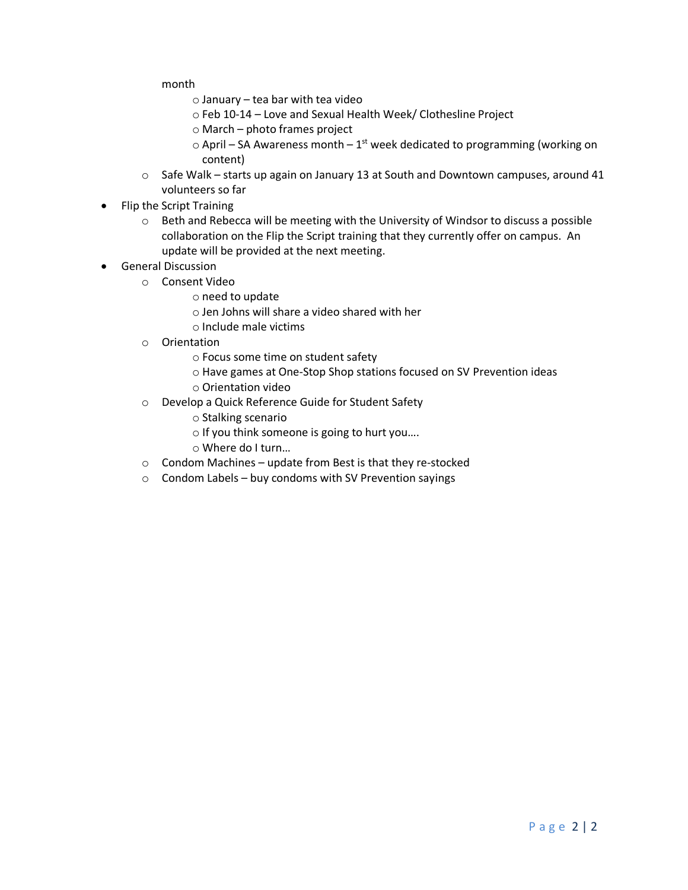month

    - January – tea bar with tea video
    - Feb 10-14 – Love and Sexual Health Week/ Clothesline Project
    - March – photo frames project
    - April – SA Awareness month – 1st week dedicated to programming (working on content)
  - Safe Walk – starts up again on January 13 at South and Downtown campuses, around 41 volunteers so far
- Flip the Script Training
  - Beth and Rebecca will be meeting with the University of Windsor to discuss a possible collaboration on the Flip the Script training that they currently offer on campus. An update will be provided at the next meeting.
- General Discussion
  - Consent Video
    - need to update
    - Jen Johns will share a video shared with her
    - Include male victims
  - Orientation
    - Focus some time on student safety
    - Have games at One-Stop Shop stations focused on SV Prevention ideas
    - Orientation video
  - Develop a Quick Reference Guide for Student Safety
    - Stalking scenario
    - If you think someone is going to hurt you….
    - Where do I turn…
  - Condom Machines – update from Best is that they re-stocked
  - Condom Labels – buy condoms with SV Prevention sayings